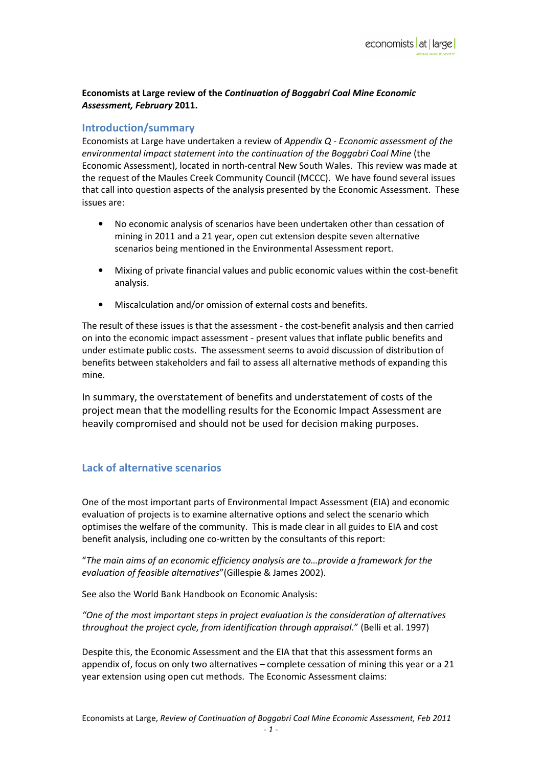**Economists at Large review of the *Continuation of Boggabri Coal Mine Economic Assessment, February* 2011.**

## Introduction/summary

Economists at Large have undertaken a review of *Appendix Q - Economic assessment of the environmental impact statement into the continuation of the Boggabri Coal Mine* (the Economic Assessment), located in north-central New South Wales. This review was made at the request of the Maules Creek Community Council (MCCC). We have found several issues that call into question aspects of the analysis presented by the Economic Assessment. These issues are:

- No economic analysis of scenarios have been undertaken other than cessation of mining in 2011 and a 21 year, open cut extension despite seven alternative scenarios being mentioned in the Environmental Assessment report.
- Mixing of private financial values and public economic values within the cost-benefit analysis.
- Miscalculation and/or omission of external costs and benefits.

The result of these issues is that the assessment - the cost-benefit analysis and then carried on into the economic impact assessment - present values that inflate public benefits and under estimate public costs. The assessment seems to avoid discussion of distribution of benefits between stakeholders and fail to assess all alternative methods of expanding this mine.

In summary, the overstatement of benefits and understatement of costs of the project mean that the modelling results for the Economic Impact Assessment are heavily compromised and should not be used for decision making purposes.

## Lack of alternative scenarios

One of the most important parts of Environmental Impact Assessment (EIA) and economic evaluation of projects is to examine alternative options and select the scenario which optimises the welfare of the community. This is made clear in all guides to EIA and cost benefit analysis, including one co-written by the consultants of this report:

"*The main aims of an economic efficiency analysis are to…provide a framework for the evaluation of feasible alternatives*"(Gillespie & James 2002).

See also the World Bank Handbook on Economic Analysis:

*"One of the most important steps in project evaluation is the consideration of alternatives throughout the project cycle, from identification through appraisal*." (Belli et al. 1997)

Despite this, the Economic Assessment and the EIA that that this assessment forms an appendix of, focus on only two alternatives – complete cessation of mining this year or a 21 year extension using open cut methods. The Economic Assessment claims: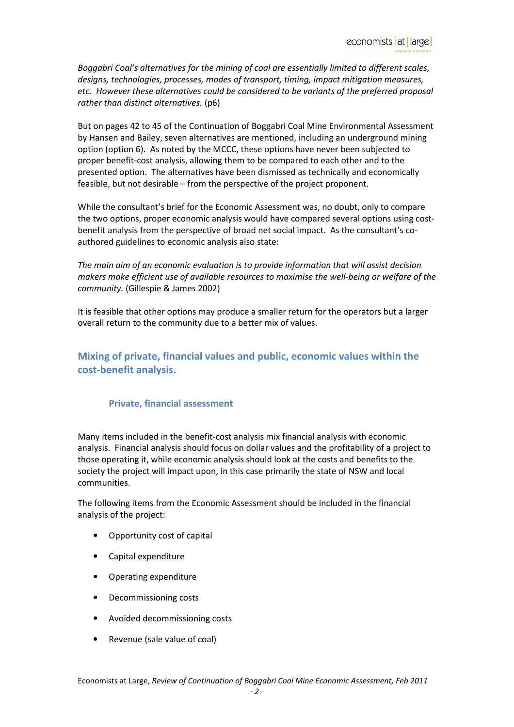*Boggabri Coal's alternatives for the mining of coal are essentially limited to different scales, designs, technologies, processes, modes of transport, timing, impact mitigation measures, etc. However these alternatives could be considered to be variants of the preferred proposal rather than distinct alternatives.* (p6)

But on pages 42 to 45 of the Continuation of Boggabri Coal Mine Environmental Assessment by Hansen and Bailey, seven alternatives are mentioned, including an underground mining option (option 6). As noted by the MCCC, these options have never been subjected to proper benefit-cost analysis, allowing them to be compared to each other and to the presented option. The alternatives have been dismissed as technically and economically feasible, but not desirable – from the perspective of the project proponent.

While the consultant's brief for the Economic Assessment was, no doubt, only to compare the two options, proper economic analysis would have compared several options using cost-benefit analysis from the perspective of broad net social impact. As the consultant's co-authored guidelines to economic analysis also state:

*The main aim of an economic evaluation is to provide information that will assist decision makers make efficient use of available resources to maximise the well-being or welfare of the community.* (Gillespie & James 2002)

It is feasible that other options may produce a smaller return for the operators but a larger overall return to the community due to a better mix of values.

## Mixing of private, financial values and public, economic values within the cost-benefit analysis.

### Private, financial assessment

Many items included in the benefit-cost analysis mix financial analysis with economic analysis. Financial analysis should focus on dollar values and the profitability of a project to those operating it, while economic analysis should look at the costs and benefits to the society the project will impact upon, in this case primarily the state of NSW and local communities.

The following items from the Economic Assessment should be included in the financial analysis of the project:

- Opportunity cost of capital
- Capital expenditure
- Operating expenditure
- Decommissioning costs
- Avoided decommissioning costs
- Revenue (sale value of coal)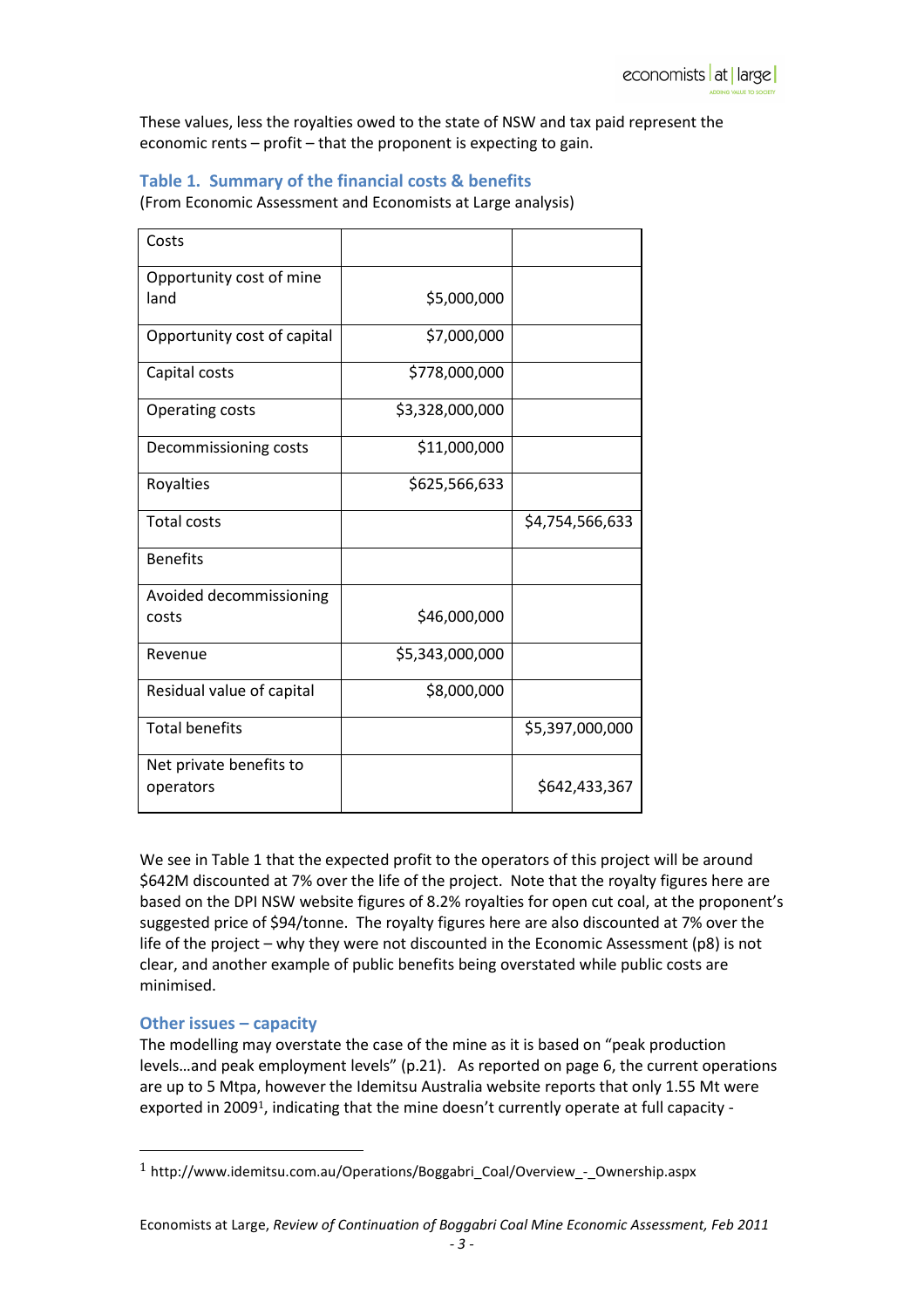These values, less the royalties owed to the state of NSW and tax paid represent the economic rents – profit – that the proponent is expecting to gain.

### Table 1. Summary of the financial costs & benefits

(From Economic Assessment and Economists at Large analysis)

| Costs | | |
|---|---|---|
| Opportunity cost of mine land | $5,000,000 | |
| Opportunity cost of capital | $7,000,000 | |
| Capital costs | $778,000,000 | |
| Operating costs | $3,328,000,000 | |
| Decommissioning costs | $11,000,000 | |
| Royalties | $625,566,633 | |
| Total costs | | $4,754,566,633 |
| Benefits | | |
| Avoided decommissioning costs | $46,000,000 | |
| Revenue | $5,343,000,000 | |
| Residual value of capital | $8,000,000 | |
| Total benefits | | $5,397,000,000 |
| Net private benefits to operators | | $642,433,367 |

We see in Table 1 that the expected profit to the operators of this project will be around $642M discounted at 7% over the life of the project. Note that the royalty figures here are based on the DPI NSW website figures of 8.2% royalties for open cut coal, at the proponent's suggested price of $94/tonne. The royalty figures here are also discounted at 7% over the life of the project – why they were not discounted in the Economic Assessment (p8) is not clear, and another example of public benefits being overstated while public costs are minimised.

### Other issues – capacity

The modelling may overstate the case of the mine as it is based on "peak production levels…and peak employment levels" (p.21). As reported on page 6, the current operations are up to 5 Mtpa, however the Idemitsu Australia website reports that only 1.55 Mt were exported in 2009[1], indicating that the mine doesn't currently operate at full capacity -

[1] http://www.idemitsu.com.au/Operations/Boggabri_Coal/Overview_-_Ownership.aspx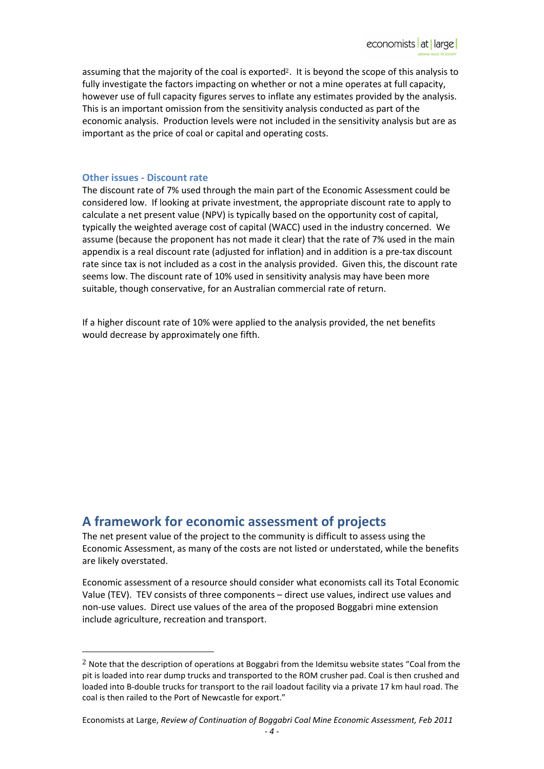assuming that the majority of the coal is exported[2]. It is beyond the scope of this analysis to fully investigate the factors impacting on whether or not a mine operates at full capacity, however use of full capacity figures serves to inflate any estimates provided by the analysis. This is an important omission from the sensitivity analysis conducted as part of the economic analysis. Production levels were not included in the sensitivity analysis but are as important as the price of coal or capital and operating costs.

### Other issues - Discount rate

The discount rate of 7% used through the main part of the Economic Assessment could be considered low. If looking at private investment, the appropriate discount rate to apply to calculate a net present value (NPV) is typically based on the opportunity cost of capital, typically the weighted average cost of capital (WACC) used in the industry concerned. We assume (because the proponent has not made it clear) that the rate of 7% used in the main appendix is a real discount rate (adjusted for inflation) and in addition is a pre-tax discount rate since tax is not included as a cost in the analysis provided. Given this, the discount rate seems low. The discount rate of 10% used in sensitivity analysis may have been more suitable, though conservative, for an Australian commercial rate of return.

If a higher discount rate of 10% were applied to the analysis provided, the net benefits would decrease by approximately one fifth.

## A framework for economic assessment of projects

The net present value of the project to the community is difficult to assess using the Economic Assessment, as many of the costs are not listed or understated, while the benefits are likely overstated.

Economic assessment of a resource should consider what economists call its Total Economic Value (TEV). TEV consists of three components – direct use values, indirect use values and non-use values. Direct use values of the area of the proposed Boggabri mine extension include agriculture, recreation and transport.

[2] Note that the description of operations at Boggabri from the Idemitsu website states "Coal from the pit is loaded into rear dump trucks and transported to the ROM crusher pad. Coal is then crushed and loaded into B-double trucks for transport to the rail loadout facility via a private 17 km haul road. The coal is then railed to the Port of Newcastle for export."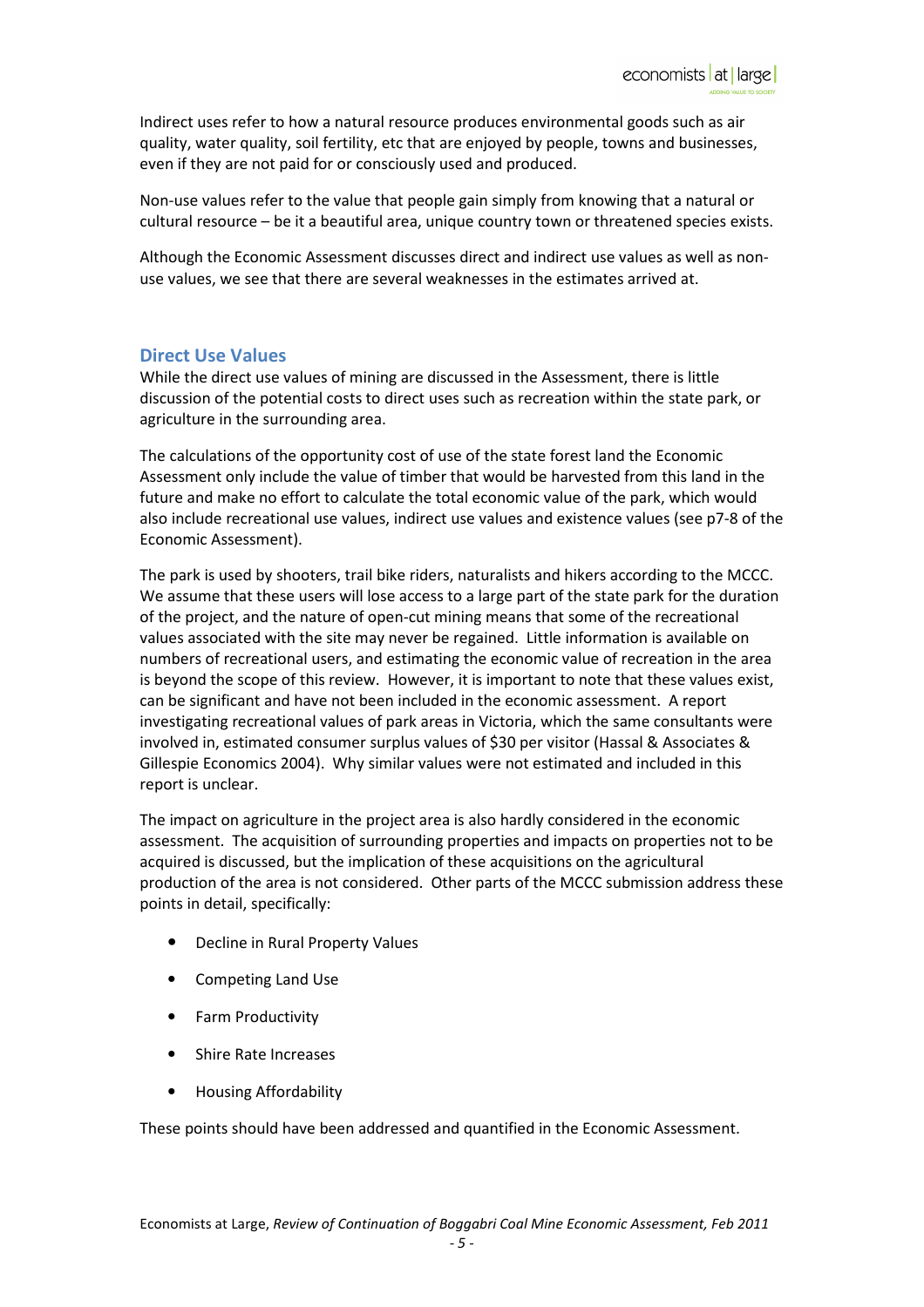Indirect uses refer to how a natural resource produces environmental goods such as air quality, water quality, soil fertility, etc that are enjoyed by people, towns and businesses, even if they are not paid for or consciously used and produced.

Non-use values refer to the value that people gain simply from knowing that a natural or cultural resource – be it a beautiful area, unique country town or threatened species exists.

Although the Economic Assessment discusses direct and indirect use values as well as non-use values, we see that there are several weaknesses in the estimates arrived at.

## Direct Use Values

While the direct use values of mining are discussed in the Assessment, there is little discussion of the potential costs to direct uses such as recreation within the state park, or agriculture in the surrounding area.

The calculations of the opportunity cost of use of the state forest land the Economic Assessment only include the value of timber that would be harvested from this land in the future and make no effort to calculate the total economic value of the park, which would also include recreational use values, indirect use values and existence values (see p7-8 of the Economic Assessment).

The park is used by shooters, trail bike riders, naturalists and hikers according to the MCCC. We assume that these users will lose access to a large part of the state park for the duration of the project, and the nature of open-cut mining means that some of the recreational values associated with the site may never be regained. Little information is available on numbers of recreational users, and estimating the economic value of recreation in the area is beyond the scope of this review. However, it is important to note that these values exist, can be significant and have not been included in the economic assessment. A report investigating recreational values of park areas in Victoria, which the same consultants were involved in, estimated consumer surplus values of $30 per visitor (Hassal & Associates & Gillespie Economics 2004). Why similar values were not estimated and included in this report is unclear.

The impact on agriculture in the project area is also hardly considered in the economic assessment. The acquisition of surrounding properties and impacts on properties not to be acquired is discussed, but the implication of these acquisitions on the agricultural production of the area is not considered. Other parts of the MCCC submission address these points in detail, specifically:

- Decline in Rural Property Values
- Competing Land Use
- Farm Productivity
- Shire Rate Increases
- Housing Affordability

These points should have been addressed and quantified in the Economic Assessment.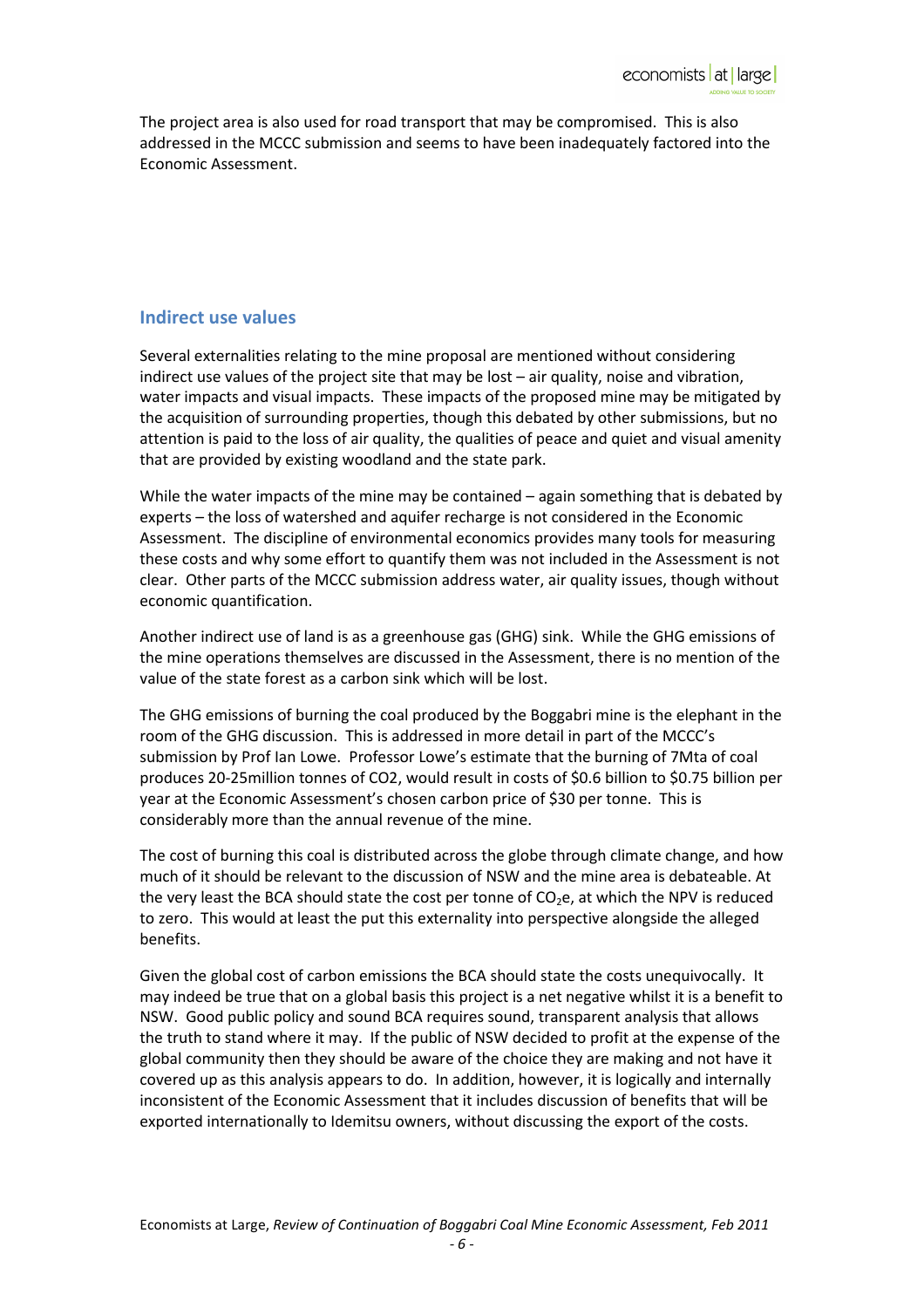The project area is also used for road transport that may be compromised. This is also addressed in the MCCC submission and seems to have been inadequately factored into the Economic Assessment.

## Indirect use values

Several externalities relating to the mine proposal are mentioned without considering indirect use values of the project site that may be lost – air quality, noise and vibration, water impacts and visual impacts. These impacts of the proposed mine may be mitigated by the acquisition of surrounding properties, though this debated by other submissions, but no attention is paid to the loss of air quality, the qualities of peace and quiet and visual amenity that are provided by existing woodland and the state park.

While the water impacts of the mine may be contained – again something that is debated by experts – the loss of watershed and aquifer recharge is not considered in the Economic Assessment. The discipline of environmental economics provides many tools for measuring these costs and why some effort to quantify them was not included in the Assessment is not clear. Other parts of the MCCC submission address water, air quality issues, though without economic quantification.

Another indirect use of land is as a greenhouse gas (GHG) sink. While the GHG emissions of the mine operations themselves are discussed in the Assessment, there is no mention of the value of the state forest as a carbon sink which will be lost.

The GHG emissions of burning the coal produced by the Boggabri mine is the elephant in the room of the GHG discussion. This is addressed in more detail in part of the MCCC's submission by Prof Ian Lowe. Professor Lowe's estimate that the burning of 7Mta of coal produces 20-25million tonnes of CO2, would result in costs of \$0.6 billion to \$0.75 billion per year at the Economic Assessment's chosen carbon price of \$30 per tonne. This is considerably more than the annual revenue of the mine.

The cost of burning this coal is distributed across the globe through climate change, and how much of it should be relevant to the discussion of NSW and the mine area is debateable. At the very least the BCA should state the cost per tonne of $CO_2e$, at which the NPV is reduced to zero. This would at least the put this externality into perspective alongside the alleged benefits.

Given the global cost of carbon emissions the BCA should state the costs unequivocally. It may indeed be true that on a global basis this project is a net negative whilst it is a benefit to NSW. Good public policy and sound BCA requires sound, transparent analysis that allows the truth to stand where it may. If the public of NSW decided to profit at the expense of the global community then they should be aware of the choice they are making and not have it covered up as this analysis appears to do. In addition, however, it is logically and internally inconsistent of the Economic Assessment that it includes discussion of benefits that will be exported internationally to Idemitsu owners, without discussing the export of the costs.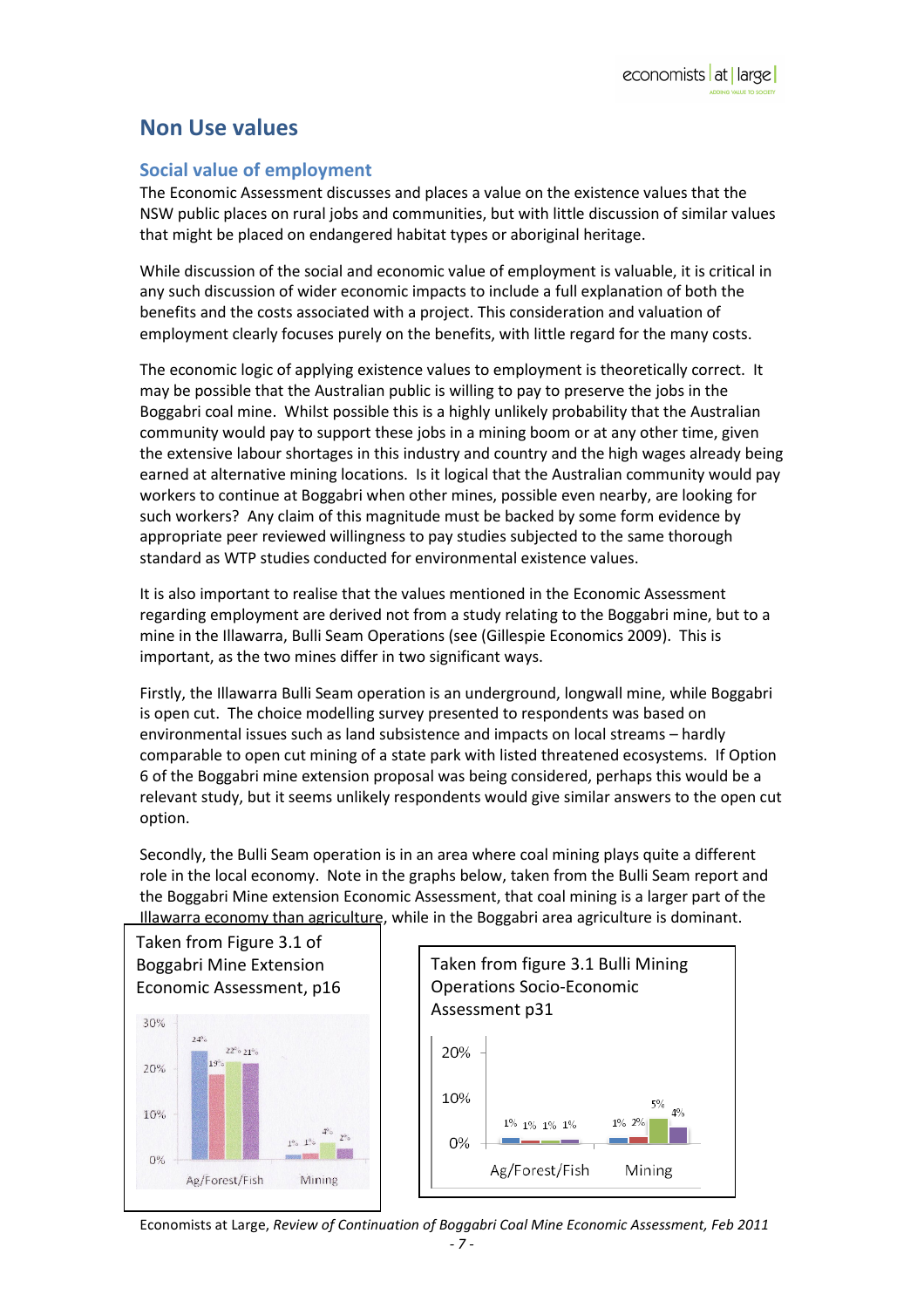## Non Use values

### Social value of employment

The Economic Assessment discusses and places a value on the existence values that the NSW public places on rural jobs and communities, but with little discussion of similar values that might be placed on endangered habitat types or aboriginal heritage.

While discussion of the social and economic value of employment is valuable, it is critical in any such discussion of wider economic impacts to include a full explanation of both the benefits and the costs associated with a project. This consideration and valuation of employment clearly focuses purely on the benefits, with little regard for the many costs.

The economic logic of applying existence values to employment is theoretically correct. It may be possible that the Australian public is willing to pay to preserve the jobs in the Boggabri coal mine. Whilst possible this is a highly unlikely probability that the Australian community would pay to support these jobs in a mining boom or at any other time, given the extensive labour shortages in this industry and country and the high wages already being earned at alternative mining locations. Is it logical that the Australian community would pay workers to continue at Boggabri when other mines, possible even nearby, are looking for such workers? Any claim of this magnitude must be backed by some form evidence by appropriate peer reviewed willingness to pay studies subjected to the same thorough standard as WTP studies conducted for environmental existence values.

It is also important to realise that the values mentioned in the Economic Assessment regarding employment are derived not from a study relating to the Boggabri mine, but to a mine in the Illawarra, Bulli Seam Operations (see (Gillespie Economics 2009). This is important, as the two mines differ in two significant ways.

Firstly, the Illawarra Bulli Seam operation is an underground, longwall mine, while Boggabri is open cut. The choice modelling survey presented to respondents was based on environmental issues such as land subsistence and impacts on local streams – hardly comparable to open cut mining of a state park with listed threatened ecosystems. If Option 6 of the Boggabri mine extension proposal was being considered, perhaps this would be a relevant study, but it seems unlikely respondents would give similar answers to the open cut option.

Secondly, the Bulli Seam operation is in an area where coal mining plays quite a different role in the local economy. Note in the graphs below, taken from the Bulli Seam report and the Boggabri Mine extension Economic Assessment, that coal mining is a larger part of the Illawarra economy than agriculture, while in the Boggabri area agriculture is dominant.

Taken from Figure 3.1 of Boggabri Mine Extension Economic Assessment, p16

| | Ag/Forest/Fish | Mining |
|---|---|---|
| | 24% | 1% |
| | 19% | 1% |
| | 22% | 4% |
| | 21% | 2% |

Taken from figure 3.1 Bulli Mining Operations Socio-Economic Assessment p31

| | Ag/Forest/Fish | Mining |
|---|---|---|
| | 1% | 1% |
| | 1% | 2% |
| | 1% | 5% |
| | 1% | 4% |

Economists at Large, *Review of Continuation of Boggabri Coal Mine Economic Assessment, Feb 2011*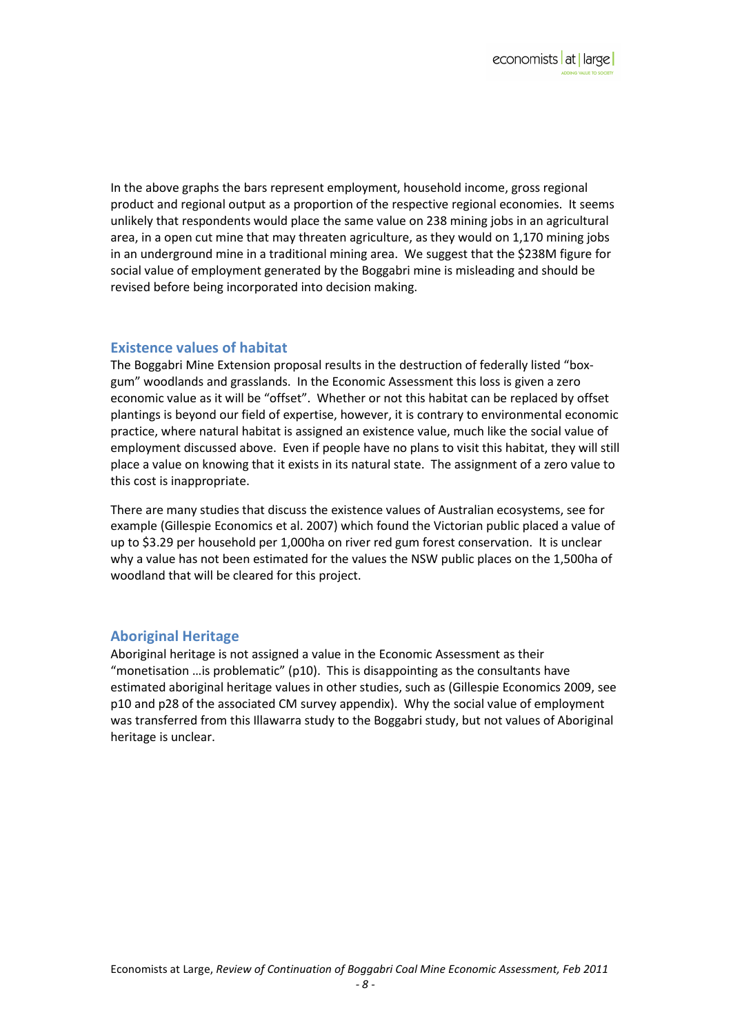In the above graphs the bars represent employment, household income, gross regional product and regional output as a proportion of the respective regional economies. It seems unlikely that respondents would place the same value on 238 mining jobs in an agricultural area, in a open cut mine that may threaten agriculture, as they would on 1,170 mining jobs in an underground mine in a traditional mining area. We suggest that the $238M figure for social value of employment generated by the Boggabri mine is misleading and should be revised before being incorporated into decision making.

## Existence values of habitat

The Boggabri Mine Extension proposal results in the destruction of federally listed "box-gum" woodlands and grasslands. In the Economic Assessment this loss is given a zero economic value as it will be "offset". Whether or not this habitat can be replaced by offset plantings is beyond our field of expertise, however, it is contrary to environmental economic practice, where natural habitat is assigned an existence value, much like the social value of employment discussed above. Even if people have no plans to visit this habitat, they will still place a value on knowing that it exists in its natural state. The assignment of a zero value to this cost is inappropriate.

There are many studies that discuss the existence values of Australian ecosystems, see for example (Gillespie Economics et al. 2007) which found the Victorian public placed a value of up to $3.29 per household per 1,000ha on river red gum forest conservation. It is unclear why a value has not been estimated for the values the NSW public places on the 1,500ha of woodland that will be cleared for this project.

## Aboriginal Heritage

Aboriginal heritage is not assigned a value in the Economic Assessment as their "monetisation …is problematic" (p10). This is disappointing as the consultants have estimated aboriginal heritage values in other studies, such as (Gillespie Economics 2009, see p10 and p28 of the associated CM survey appendix). Why the social value of employment was transferred from this Illawarra study to the Boggabri study, but not values of Aboriginal heritage is unclear.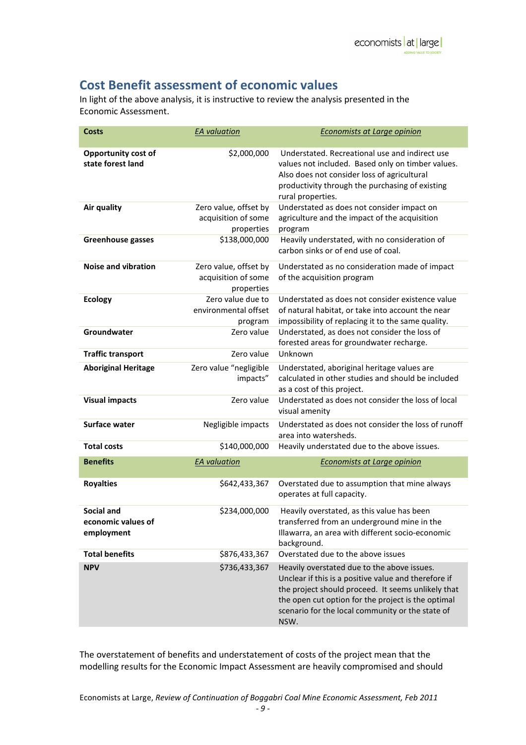## Cost Benefit assessment of economic values

In light of the above analysis, it is instructive to review the analysis presented in the Economic Assessment.

| Costs | *EA valuation* | *Economists at Large opinion* |
|---|---|---|
| **Opportunity cost of state forest land** | $2,000,000 | Understated. Recreational use and indirect use values not included. Based only on timber values. Also does not consider loss of agricultural productivity through the purchasing of existing rural properties. |
| **Air quality** | Zero value, offset by acquisition of some properties | Understated as does not consider impact on agriculture and the impact of the acquisition program |
| **Greenhouse gasses** | $138,000,000 | Heavily understated, with no consideration of carbon sinks or of end use of coal. |
| **Noise and vibration** | Zero value, offset by acquisition of some properties | Understated as no consideration made of impact of the acquisition program |
| **Ecology** | Zero value due to environmental offset program | Understated as does not consider existence value of natural habitat, or take into account the near impossibility of replacing it to the same quality. |
| **Groundwater** | Zero value | Understated, as does not consider the loss of forested areas for groundwater recharge. |
| **Traffic transport** | Zero value | Unknown |
| **Aboriginal Heritage** | Zero value "negligible impacts" | Understated, aboriginal heritage values are calculated in other studies and should be included as a cost of this project. |
| **Visual impacts** | Zero value | Understated as does not consider the loss of local visual amenity |
| **Surface water** | Negligible impacts | Understated as does not consider the loss of runoff area into watersheds. |
| **Total costs** | $140,000,000 | Heavily understated due to the above issues. |
| **Benefits** | *EA valuation* | *Economists at Large opinion* |
| **Royalties** | $642,433,367 | Overstated due to assumption that mine always operates at full capacity. |
| **Social and economic values of employment** | $234,000,000 | Heavily overstated, as this value has been transferred from an underground mine in the Illawarra, an area with different socio-economic background. |
| **Total benefits** | $876,433,367 | Overstated due to the above issues |
| **NPV** | $736,433,367 | Heavily overstated due to the above issues. Unclear if this is a positive value and therefore if the project should proceed. It seems unlikely that the open cut option for the project is the optimal scenario for the local community or the state of NSW. |

The overstatement of benefits and understatement of costs of the project mean that the modelling results for the Economic Impact Assessment are heavily compromised and should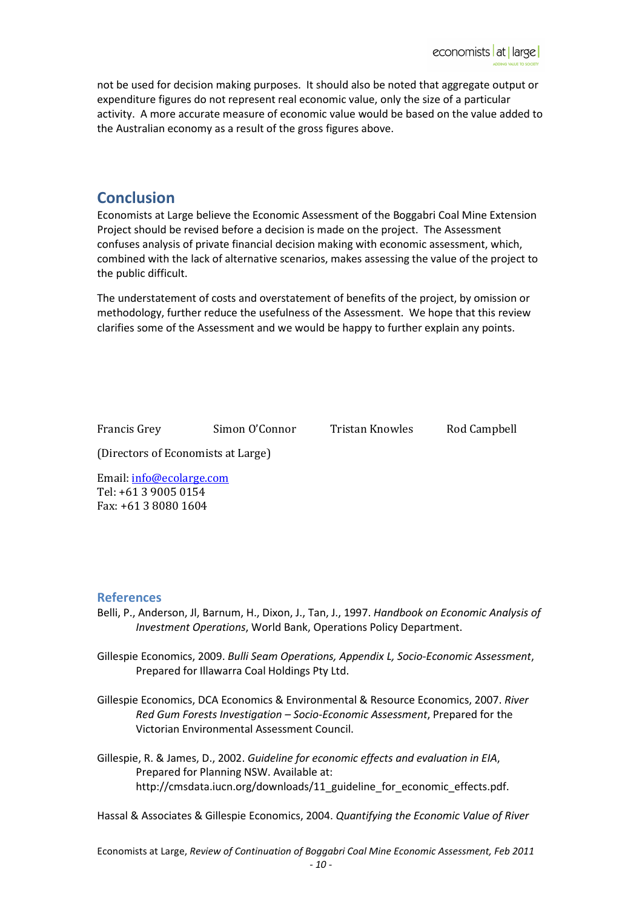not be used for decision making purposes. It should also be noted that aggregate output or expenditure figures do not represent real economic value, only the size of a particular activity. A more accurate measure of economic value would be based on the value added to the Australian economy as a result of the gross figures above.

## Conclusion

Economists at Large believe the Economic Assessment of the Boggabri Coal Mine Extension Project should be revised before a decision is made on the project. The Assessment confuses analysis of private financial decision making with economic assessment, which, combined with the lack of alternative scenarios, makes assessing the value of the project to the public difficult.

The understatement of costs and overstatement of benefits of the project, by omission or methodology, further reduce the usefulness of the Assessment. We hope that this review clarifies some of the Assessment and we would be happy to further explain any points.

Francis Grey    Simon O'Connor    Tristan Knowles    Rod Campbell

(Directors of Economists at Large)

Email: info@ecolarge.com
Tel: +61 3 9005 0154
Fax: +61 3 8080 1604

### References

Belli, P., Anderson, Jl, Barnum, H., Dixon, J., Tan, J., 1997. *Handbook on Economic Analysis of Investment Operations*, World Bank, Operations Policy Department.

Gillespie Economics, 2009. *Bulli Seam Operations, Appendix L, Socio-Economic Assessment*, Prepared for Illawarra Coal Holdings Pty Ltd.

Gillespie Economics, DCA Economics & Environmental & Resource Economics, 2007. *River Red Gum Forests Investigation – Socio-Economic Assessment*, Prepared for the Victorian Environmental Assessment Council.

Gillespie, R. & James, D., 2002. *Guideline for economic effects and evaluation in EIA*, Prepared for Planning NSW. Available at: http://cmsdata.iucn.org/downloads/11_guideline_for_economic_effects.pdf.

Hassal & Associates & Gillespie Economics, 2004. *Quantifying the Economic Value of River*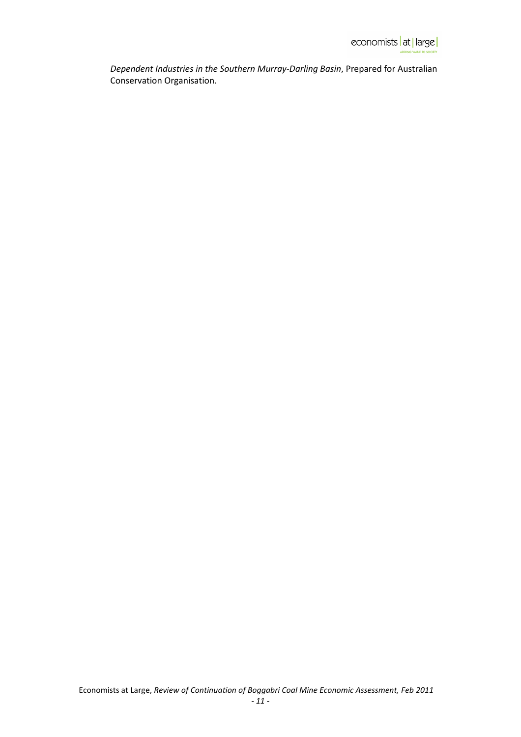*Dependent Industries in the Southern Murray-Darling Basin*, Prepared for Australian Conservation Organisation.